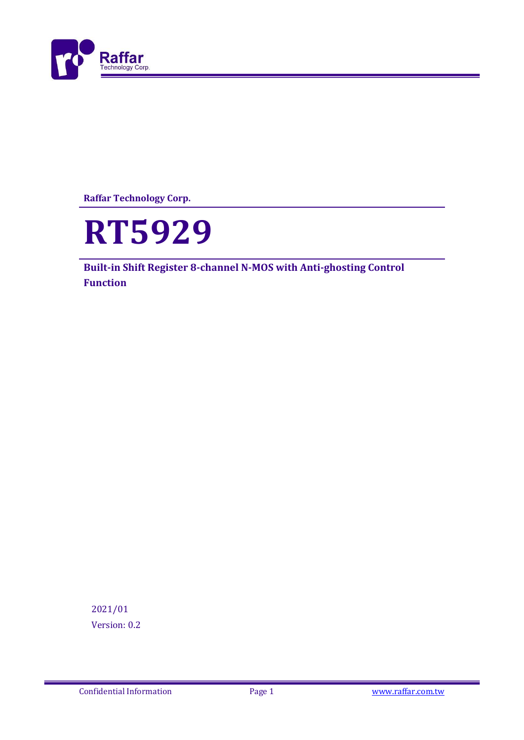Raffar Technology Corp.

# RT5929

**Built-in Shift Register 8-channel N-MOS with Anti-ghosting Control Function**

2021/01

Version: 0.2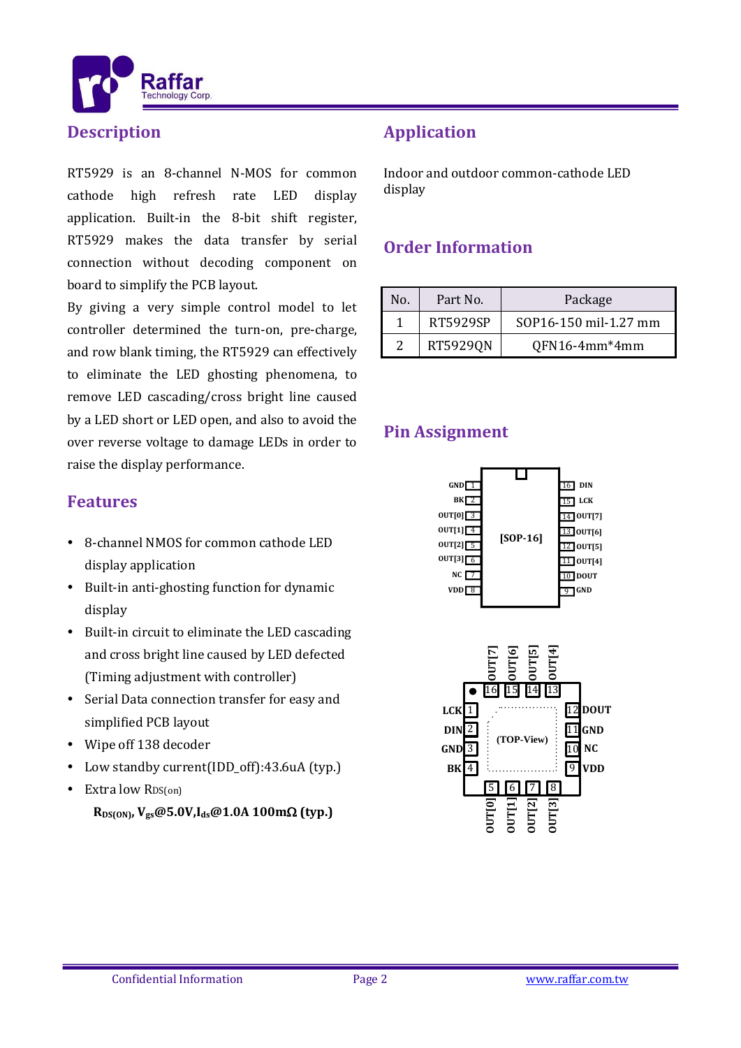## Description

RT5929 is an 8-channel N-MOS for common cathode high refresh rate LED display application. Built-in the 8-bit shift register, RT5929 makes the data transfer by serial connection without decoding component on board to simplify the PCB layout.

By giving a very simple control model to let controller determined the turn-on, pre-charge, and row blank timing, the RT5929 can effectively to eliminate the LED ghosting phenomena, to remove LED cascading/cross bright line caused by a LED short or LED open, and also to avoid the over reverse voltage to damage LEDs in order to raise the display performance.

## Features

- 8-channel NMOS for common cathode LED display application
- Built-in anti-ghosting function for dynamic display
- Built-in circuit to eliminate the LED cascading and cross bright line caused by LED defected (Timing adjustment with controller)
- Serial Data connection transfer for easy and simplified PCB layout
- Wipe off 138 decoder
- Low standby current(IDD_off):43.6uA (typ.)
- Extra low $R_{DS(on)}$

  **$R_{DS(ON)}$, $V_{gs}$@5.0V,$I_{ds}$@1.0A 100mΩ (typ.)**

## Application

Indoor and outdoor common-cathode LED display

## Order Information

| No. | Part No. | Package |
|---|---|---|
| 1 | RT5929SP | SOP16-150 mil-1.27 mm |
| 2 | RT5929QN | QFN16-4mm*4mm |

## Pin Assignment

[SOP-16]

| Pin | Name | Pin | Name |
|---|---|---|---|
| 1 | GND | 16 | DIN |
| 2 | BK | 15 | LCK |
| 3 | OUT[0] | 14 | OUT[7] |
| 4 | OUT[1] | 13 | OUT[6] |
| 5 | OUT[2] | 12 | OUT[5] |
| 6 | OUT[3] | 11 | OUT[4] |
| 7 | NC | 10 | DOUT |
| 8 | VDD | 9 | GND |

QFN16 (TOP-View)

| Pin | Name | Pin | Name |
|---|---|---|---|
| 1 | LCK | 9 | VDD |
| 2 | DIN | 10 | NC |
| 3 | GND | 11 | GND |
| 4 | BK | 12 | DOUT |
| 5 | OUT[0] | 13 | OUT[4] |
| 6 | OUT[1] | 14 | OUT[5] |
| 7 | OUT[2] | 15 | OUT[6] |
| 8 | OUT[3] | 16 | OUT[7] |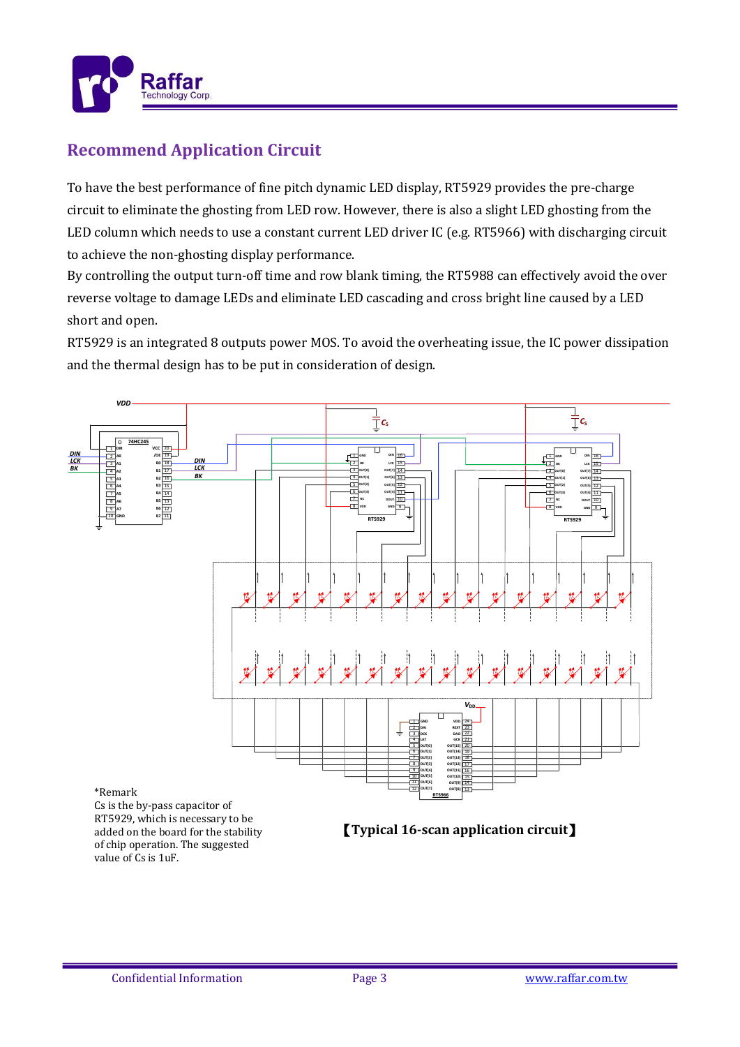## Recommend Application Circuit

To have the best performance of fine pitch dynamic LED display, RT5929 provides the pre-charge circuit to eliminate the ghosting from LED row. However, there is also a slight LED ghosting from the LED column which needs to use a constant current LED driver IC (e.g. RT5966) with discharging circuit to achieve the non-ghosting display performance.

By controlling the output turn-off time and row blank timing, the RT5988 can effectively avoid the over reverse voltage to damage LEDs and eliminate LED cascading and cross bright line caused by a LED short and open.

RT5929 is an integrated 8 outputs power MOS. To avoid the overheating issue, the IC power dissipation and the thermal design has to be put in consideration of design.

*Remark
Cs is the by-pass capacitor of RT5929, which is necessary to be added on the board for the stability of chip operation. The suggested value of Cs is 1uF.

**【Typical 16-scan application circuit】**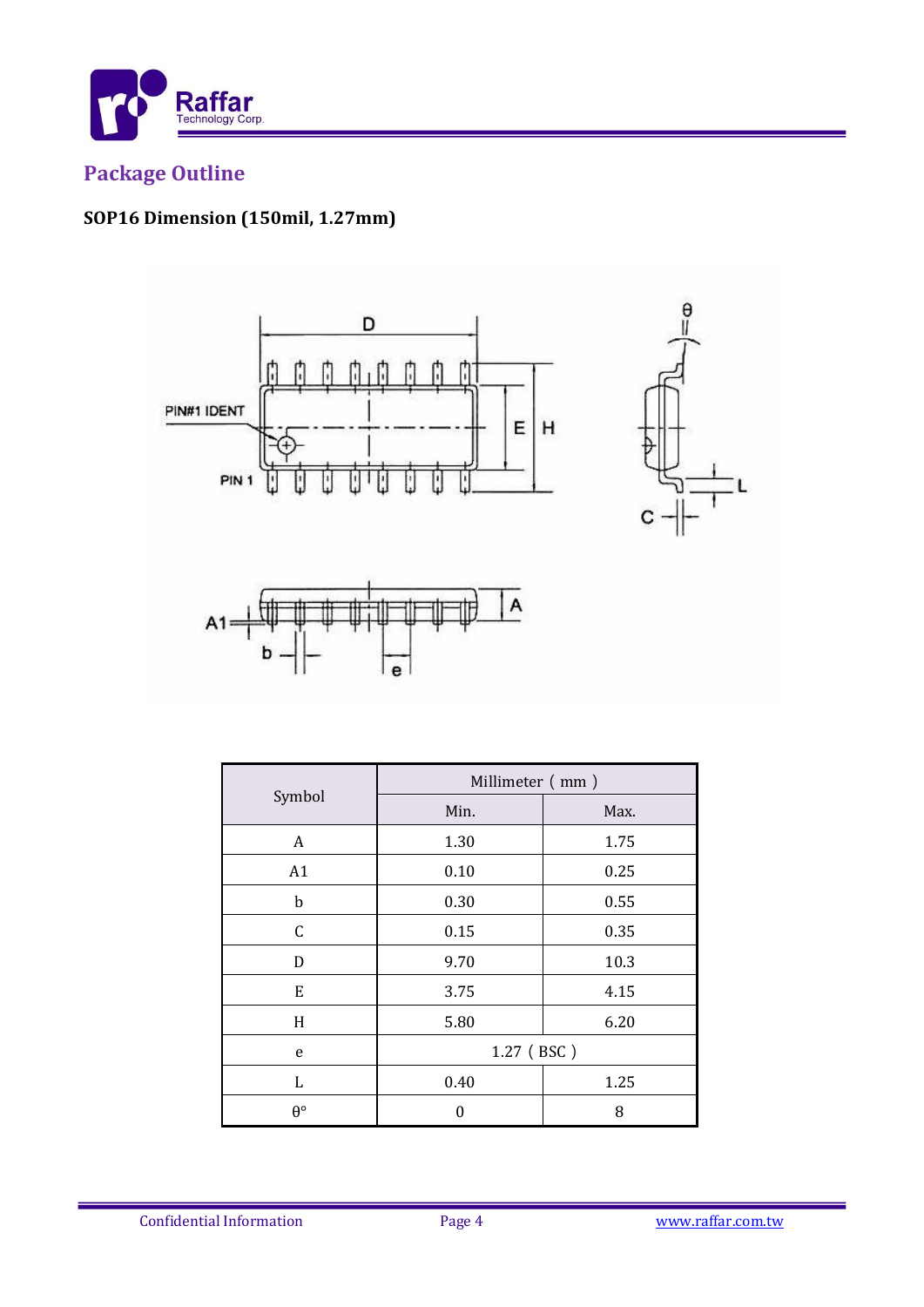## Package Outline

### SOP16 Dimension (150mil, 1.27mm)

| Symbol | Millimeter ( mm ) | |
|---|---|---|
| | Min. | Max. |
| A | 1.30 | 1.75 |
| A1 | 0.10 | 0.25 |
| b | 0.30 | 0.55 |
| C | 0.15 | 0.35 |
| D | 9.70 | 10.3 |
| E | 3.75 | 4.15 |
| H | 5.80 | 6.20 |
| e | 1.27 ( BSC ) | |
| L | 0.40 | 1.25 |
| θ° | 0 | 8 |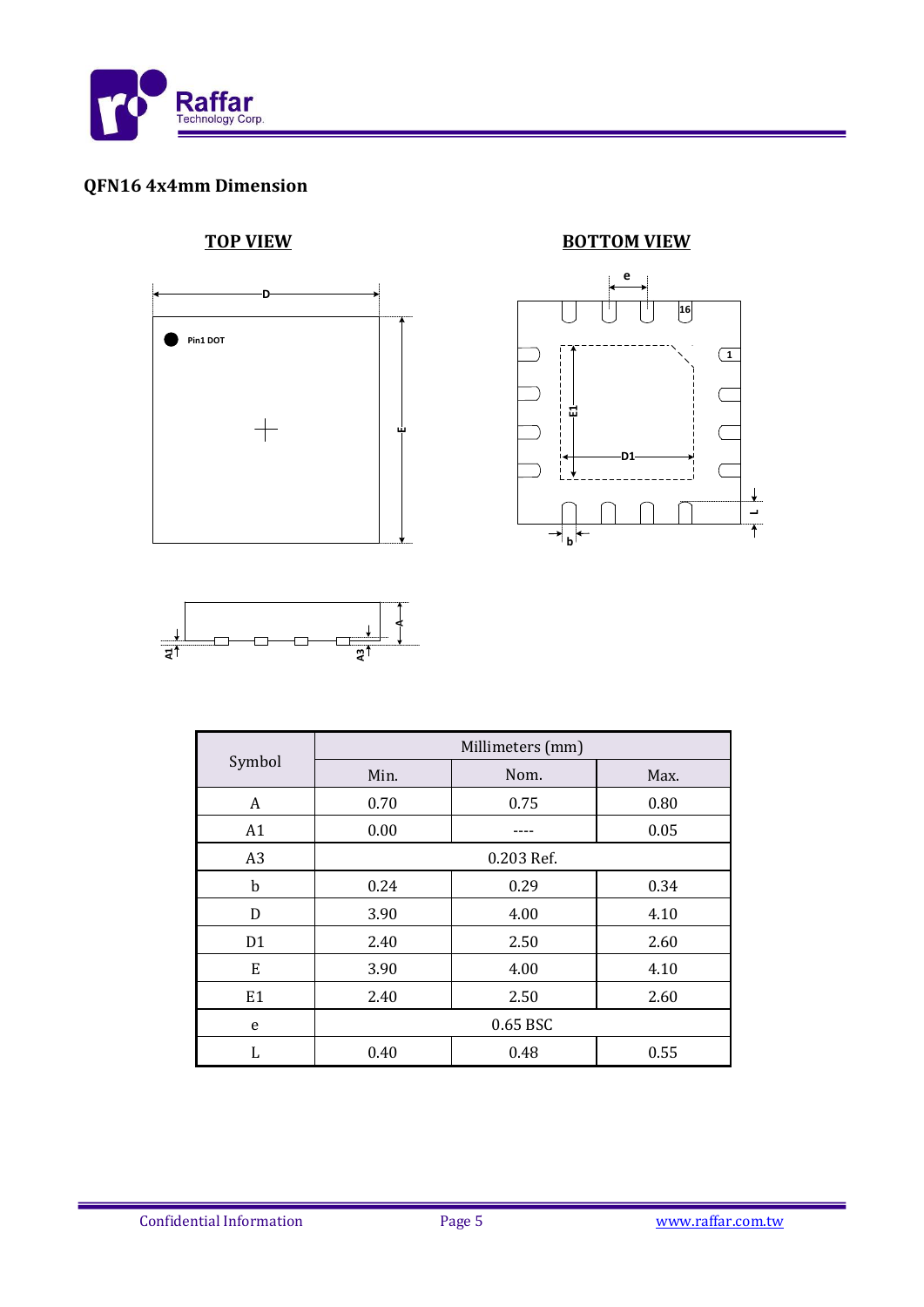## QFN16 4x4mm Dimension

**TOP VIEW**

**BOTTOM VIEW**

| Symbol | Millimeters (mm) | | |
|---|---|---|---|
| | Min. | Nom. | Max. |
| A | 0.70 | 0.75 | 0.80 |
| A1 | 0.00 | ---- | 0.05 |
| A3 | 0.203 Ref. | | |
| b | 0.24 | 0.29 | 0.34 |
| D | 3.90 | 4.00 | 4.10 |
| D1 | 2.40 | 2.50 | 2.60 |
| E | 3.90 | 4.00 | 4.10 |
| E1 | 2.40 | 2.50 | 2.60 |
| e | 0.65 BSC | | |
| L | 0.40 | 0.48 | 0.55 |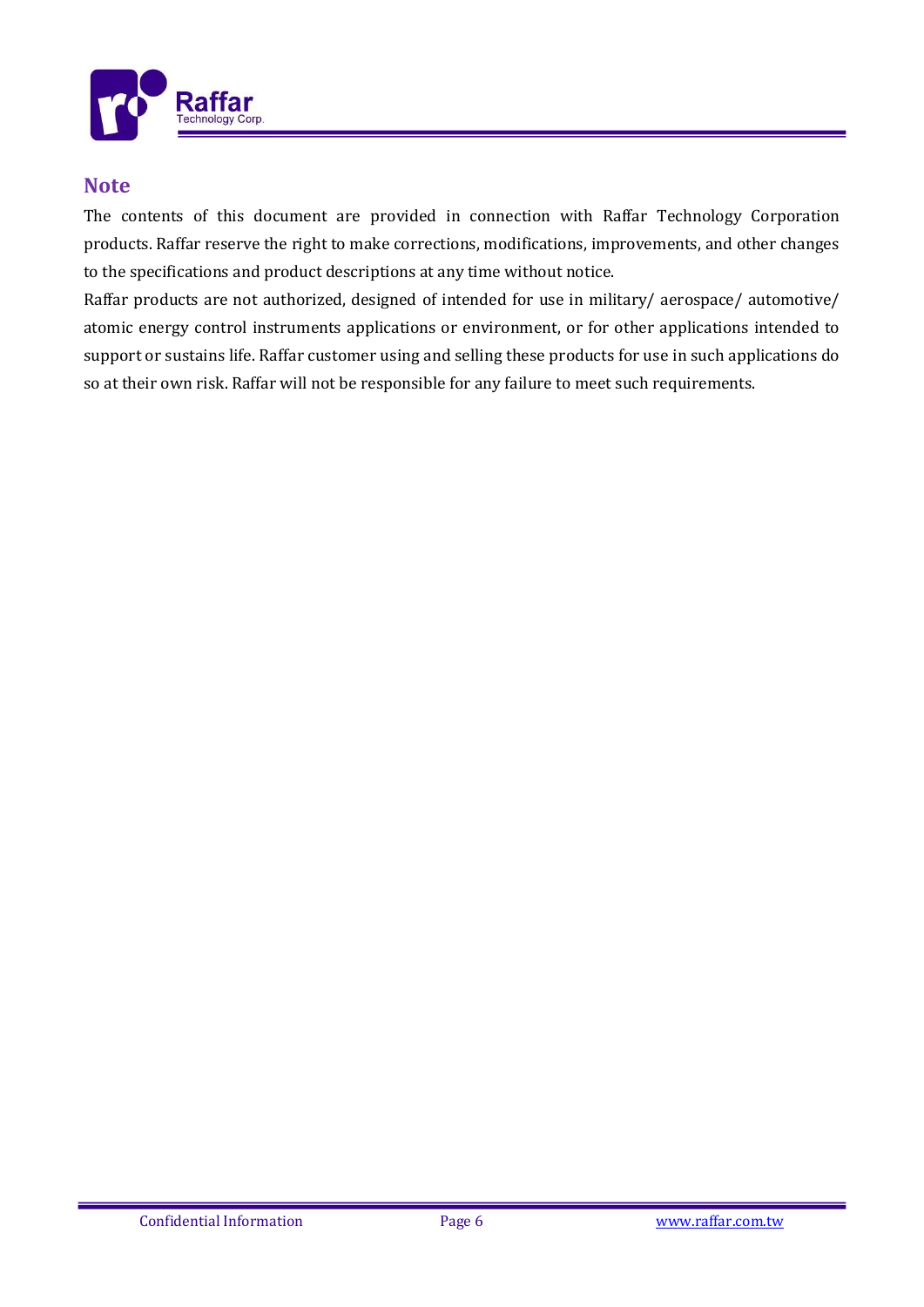## Note

The contents of this document are provided in connection with Raffar Technology Corporation products. Raffar reserve the right to make corrections, modifications, improvements, and other changes to the specifications and product descriptions at any time without notice.

Raffar products are not authorized, designed of intended for use in military/ aerospace/ automotive/ atomic energy control instruments applications or environment, or for other applications intended to support or sustains life. Raffar customer using and selling these products for use in such applications do so at their own risk. Raffar will not be responsible for any failure to meet such requirements.